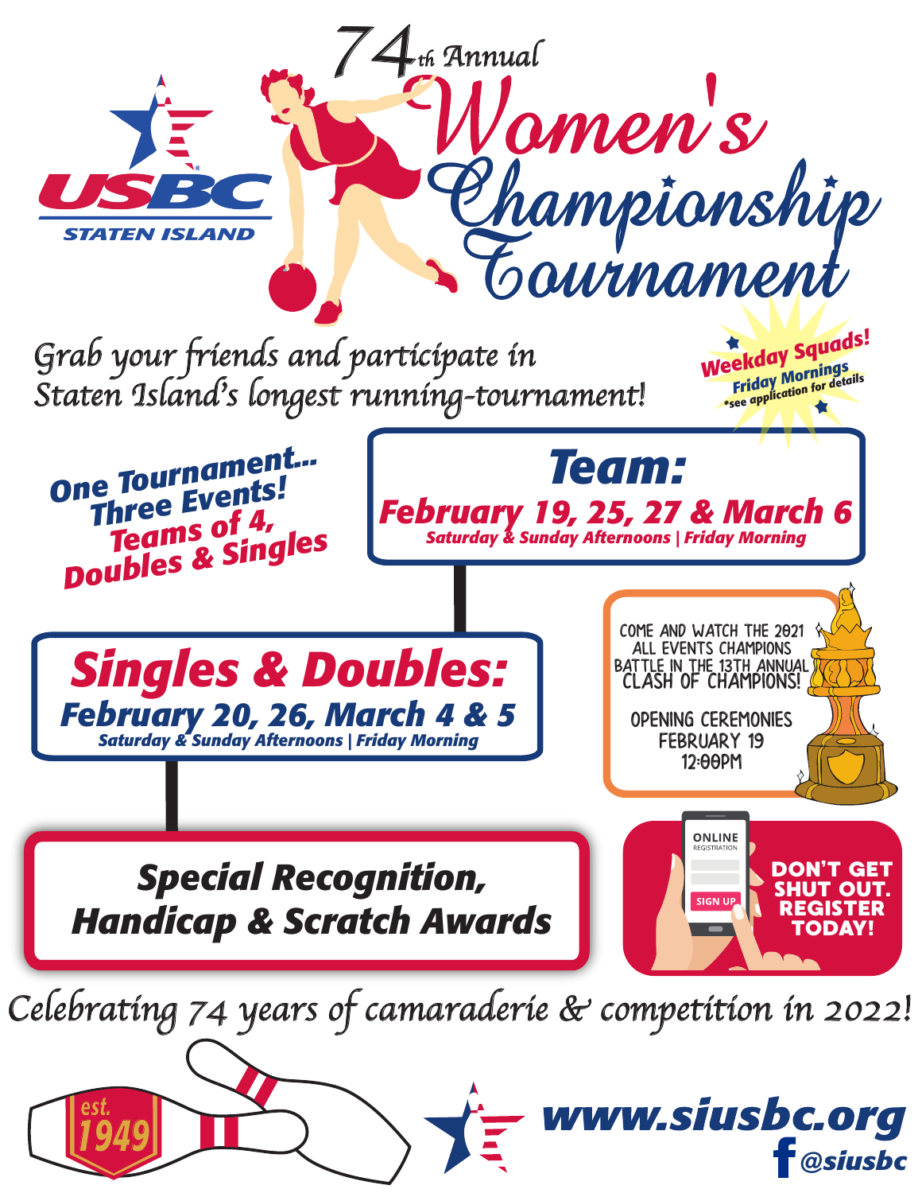USBC STATEN ISLAND

# 74th Annual Women's Championship Tournament

*Grab your friends and participate in Staten Island's longest running-tournament!*

**Weekday Squads!** Friday Mornings *see application for details

**One Tournament... Three Events! Teams of 4, Doubles & Singles**

## Team:

**February 19, 25, 27 & March 6**

*Saturday & Sunday Afternoons | Friday Morning*

## Singles & Doubles:

**February 20, 26, March 4 & 5**

*Saturday & Sunday Afternoons | Friday Morning*

COME AND WATCH THE 2021 ALL EVENTS CHAMPIONS BATTLE IN THE 13TH ANNUAL CLASH OF CHAMPIONS!

OPENING CEREMONIES FEBRUARY 19 12:00PM

## Special Recognition, Handicap & Scratch Awards

ONLINE REGISTRATION

SIGN UP

**DON'T GET SHUT OUT. REGISTER TODAY!**

*Celebrating 74 years of camaraderie & competition in 2022!*

est. 1949

**www.siusbc.org**

@siusbc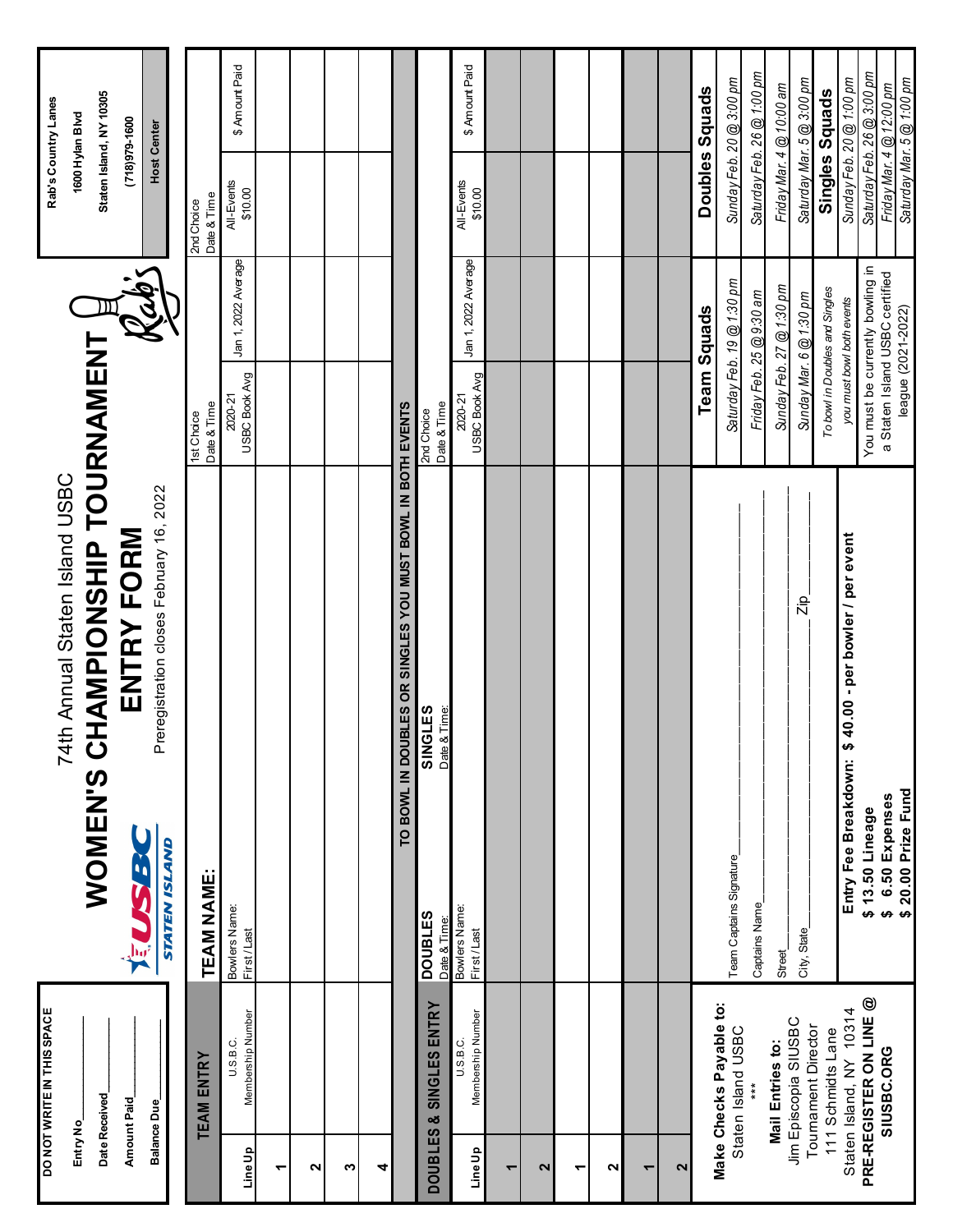**DO NOT WRITE IN THIS SPACE**

Entry No.\_\_\_\_\_\_\_\_

Date Received\_\_\_\_\_\_\_\_

Amount Paid\_\_\_\_\_\_\_\_

Balance Due\_\_\_\_\_\_\_\_

# 74th Annual Staten Island USBC

# WOMEN'S CHAMPIONSHIP TOURNAMENT

## ENTRY FORM

Preregistration closes February 16, 2022

**Rab's Country Lanes**
1600 Hylan Blvd
Staten Island, NY 10305
(718)979-1600
**Host Center**

## TEAM ENTRY

**TEAM NAME:**

1st Choice Date & Time

2nd Choice Date & Time

| Line Up | U.S.B.C. Membership Number | Bowlers Name: First / Last | 2020-21 USBC Book Avg | Jan 1, 2022 Average | All-Events $10.00 | $ Amount Paid |
|---|---|---|---|---|---|---|
| 1 | | | | | | |
| 2 | | | | | | |
| 3 | | | | | | |
| 4 | | | | | | |

**TO BOWL IN DOUBLES OR SINGLES YOU MUST BOWL IN BOTH EVENTS**

## DOUBLES & SINGLES ENTRY

**DOUBLES** Date & Time:

**SINGLES** Date & Time:

2nd Choice Date & Time

| Line Up | U.S.B.C. Membership Number | Bowlers Name: First / Last | 2020-21 USBC Book Avg | Jan 1, 2022 Average | All-Events $10.00 | $ Amount Paid |
|---|---|---|---|---|---|---|
| 1 | | | | | | |
| 2 | | | | | | |
| 1 | | | | | | |
| 2 | | | | | | |
| 1 | | | | | | |
| 2 | | | | | | |

**Make Checks Payable to:**
Staten Island USBC
\*\*\*

**Mail Entries to:**
Jim Episcopia SIUSBC
Tournament Director
111 Schmidts Lane
Staten Island, NY 10314

**PRE-REGISTER ON LINE @ SIUSBC.ORG**

Team Captains Signature\_\_\_\_\_\_\_\_\_\_\_\_\_\_\_\_

Captains Name\_\_\_\_\_\_\_\_\_\_\_\_\_\_\_\_

Street\_\_\_\_\_\_\_\_\_\_\_\_\_\_\_\_

City, State\_\_\_\_\_\_\_\_\_\_\_\_\_\_\_\_ Zip\_\_\_\_\_\_\_\_

**Entry Fee Breakdown: $ 40.00 - per bowler / per event**

**$ 13.50 Lineage**
**$ 6.50 Expenses**
**$ 20.00 Prize Fund**

### Team Squads

*Saturday Feb. 19 @ 1:30 pm*
*Friday Feb. 25 @ 9:30 am*
*Sunday Feb. 27 @ 1:30 pm*
*Sunday Mar. 6 @ 1:30 pm*

*To bowl in Doubles and Singles you must bowl both events*

You must be currently bowling in a Staten Island USBC certified league (2021-2022)

### Doubles Squads

*Sunday Feb. 20 @ 3:00 pm*
*Saturday Feb. 26 @ 1:00 pm*
*Friday Mar. 4 @ 10:00 am*
*Saturday Mar. 5 @ 3:00 pm*

### Singles Squads

*Sunday Feb. 20 @ 1:00 pm*
*Saturday Feb. 26 @ 3:00 pm*
*Friday Mar. 4 @ 12:00 pm*
*Saturday Mar. 5 @ 1:00 pm*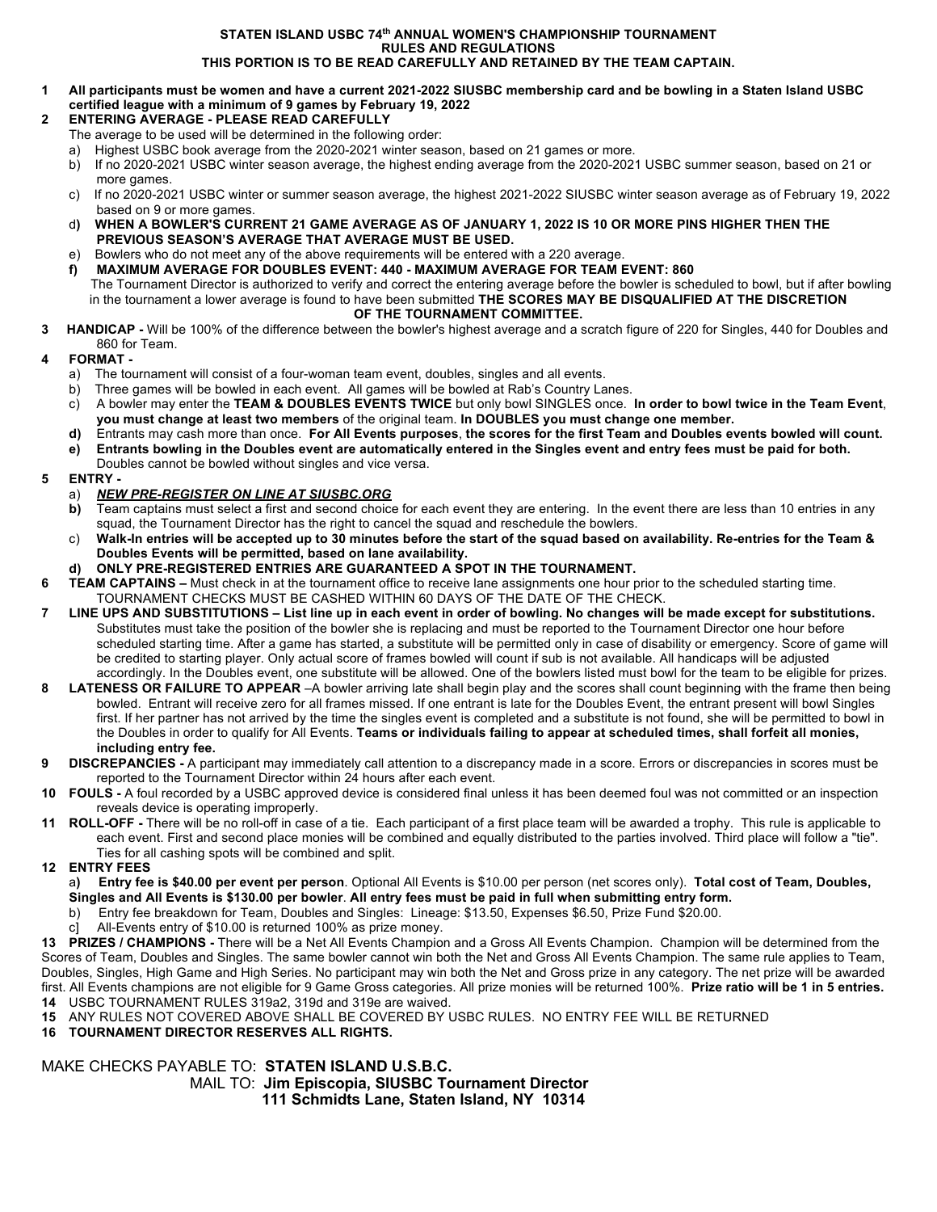**STATEN ISLAND USBC 74th ANNUAL WOMEN'S CHAMPIONSHIP TOURNAMENT**
**RULES AND REGULATIONS**
**THIS PORTION IS TO BE READ CAREFULLY AND RETAINED BY THE TEAM CAPTAIN.**

**1 All participants must be women and have a current 2021-2022 SIUSBC membership card and be bowling in a Staten Island USBC certified league with a minimum of 9 games by February 19, 2022**

**2 ENTERING AVERAGE - PLEASE READ CAREFULLY**

The average to be used will be determined in the following order:

a) Highest USBC book average from the 2020-2021 winter season, based on 21 games or more.

b) If no 2020-2021 USBC winter season average, the highest ending average from the 2020-2021 USBC summer season, based on 21 or more games.

c) If no 2020-2021 USBC winter or summer season average, the highest 2021-2022 SIUSBC winter season average as of February 19, 2022 based on 9 or more games.

d**) WHEN A BOWLER'S CURRENT 21 GAME AVERAGE AS OF JANUARY 1, 2022 IS 10 OR MORE PINS HIGHER THEN THE PREVIOUS SEASON'S AVERAGE THAT AVERAGE MUST BE USED.**

e) Bowlers who do not meet any of the above requirements will be entered with a 220 average.

**f) MAXIMUM AVERAGE FOR DOUBLES EVENT: 440 - MAXIMUM AVERAGE FOR TEAM EVENT: 860**

The Tournament Director is authorized to verify and correct the entering average before the bowler is scheduled to bowl, but if after bowling in the tournament a lower average is found to have been submitted **THE SCORES MAY BE DISQUALIFIED AT THE DISCRETION OF THE TOURNAMENT COMMITTEE.**

**3 HANDICAP -** Will be 100% of the difference between the bowler's highest average and a scratch figure of 220 for Singles, 440 for Doubles and 860 for Team.

**4 FORMAT -**

a) The tournament will consist of a four-woman team event, doubles, singles and all events.

b) Three games will be bowled in each event. All games will be bowled at Rab's Country Lanes.

c) A bowler may enter the **TEAM & DOUBLES EVENTS TWICE** but only bowl SINGLES once. **In order to bowl twice in the Team Event**, **you must change at least two members** of the original team. **In DOUBLES you must change one member.**

**d)** Entrants may cash more than once. **For All Events purposes**, **the scores for the first Team and Doubles events bowled will count.**

**e) Entrants bowling in the Doubles event are automatically entered in the Singles event and entry fees must be paid for both.** Doubles cannot be bowled without singles and vice versa.

**5 ENTRY -**

a) ***NEW PRE-REGISTER ON LINE AT SIUSBC.ORG***

**b)** Team captains must select a first and second choice for each event they are entering. In the event there are less than 10 entries in any squad, the Tournament Director has the right to cancel the squad and reschedule the bowlers.

c) **Walk-In entries will be accepted up to 30 minutes before the start of the squad based on availability. Re-entries for the Team & Doubles Events will be permitted, based on lane availability.**

**d) ONLY PRE-REGISTERED ENTRIES ARE GUARANTEED A SPOT IN THE TOURNAMENT.**

**6 TEAM CAPTAINS –** Must check in at the tournament office to receive lane assignments one hour prior to the scheduled starting time. TOURNAMENT CHECKS MUST BE CASHED WITHIN 60 DAYS OF THE DATE OF THE CHECK.

**7 LINE UPS AND SUBSTITUTIONS – List line up in each event in order of bowling. No changes will be made except for substitutions.** Substitutes must take the position of the bowler she is replacing and must be reported to the Tournament Director one hour before scheduled starting time. After a game has started, a substitute will be permitted only in case of disability or emergency. Score of game will be credited to starting player. Only actual score of frames bowled will count if sub is not available. All handicaps will be adjusted accordingly. In the Doubles event, one substitute will be allowed. One of the bowlers listed must bowl for the team to be eligible for prizes.

**8 LATENESS OR FAILURE TO APPEAR** –A bowler arriving late shall begin play and the scores shall count beginning with the frame then being bowled. Entrant will receive zero for all frames missed. If one entrant is late for the Doubles Event, the entrant present will bowl Singles first. If her partner has not arrived by the time the singles event is completed and a substitute is not found, she will be permitted to bowl in the Doubles in order to qualify for All Events. **Teams or individuals failing to appear at scheduled times, shall forfeit all monies, including entry fee.**

**9 DISCREPANCIES -** A participant may immediately call attention to a discrepancy made in a score. Errors or discrepancies in scores must be reported to the Tournament Director within 24 hours after each event.

**10 FOULS -** A foul recorded by a USBC approved device is considered final unless it has been deemed foul was not committed or an inspection reveals device is operating improperly.

**11 ROLL-OFF -** There will be no roll-off in case of a tie. Each participant of a first place team will be awarded a trophy. This rule is applicable to each event. First and second place monies will be combined and equally distributed to the parties involved. Third place will follow a "tie". Ties for all cashing spots will be combined and split.

**12 ENTRY FEES**

a**) Entry fee is $40.00 per event per person**. Optional All Events is $10.00 per person (net scores only). **Total cost of Team, Doubles, Singles and All Events is $130.00 per bowler**. **All entry fees must be paid in full when submitting entry form.**

b) Entry fee breakdown for Team, Doubles and Singles: Lineage: $13.50, Expenses $6.50, Prize Fund $20.00.

c] All-Events entry of $10.00 is returned 100% as prize money.

**13 PRIZES / CHAMPIONS -** There will be a Net All Events Champion and a Gross All Events Champion. Champion will be determined from the Scores of Team, Doubles and Singles. The same bowler cannot win both the Net and Gross All Events Champion. The same rule applies to Team, Doubles, Singles, High Game and High Series. No participant may win both the Net and Gross prize in any category. The net prize will be awarded first. All Events champions are not eligible for 9 Game Gross categories. All prize monies will be returned 100%. **Prize ratio will be 1 in 5 entries.**

**14** USBC TOURNAMENT RULES 319a2, 319d and 319e are waived.

**15** ANY RULES NOT COVERED ABOVE SHALL BE COVERED BY USBC RULES. NO ENTRY FEE WILL BE RETURNED

**16 TOURNAMENT DIRECTOR RESERVES ALL RIGHTS.**

MAKE CHECKS PAYABLE TO: **STATEN ISLAND U.S.B.C.**

MAIL TO: **Jim Episcopia, SIUSBC Tournament Director**
**111 Schmidts Lane, Staten Island, NY 10314**